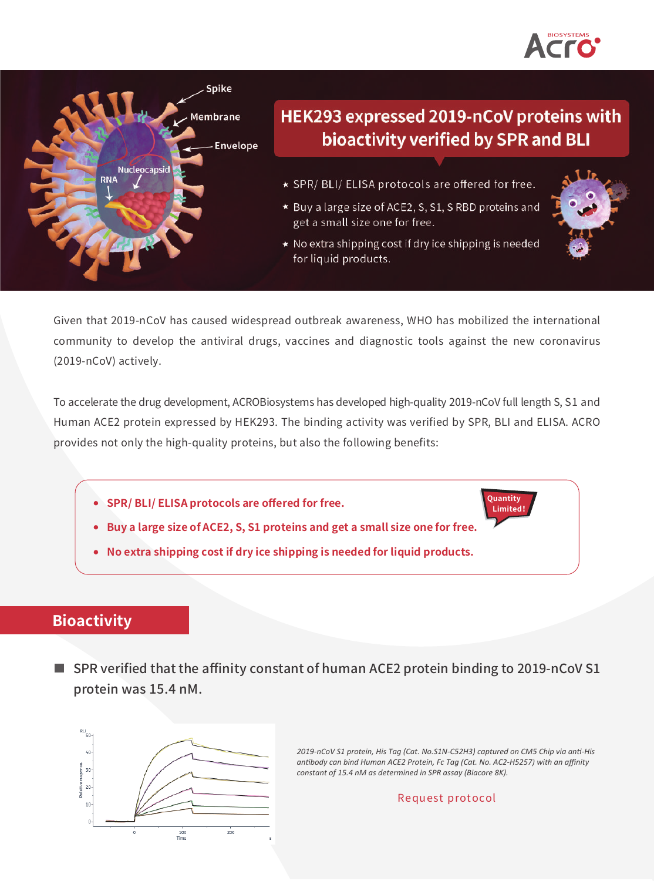# HEK293 expressed 2019-nCoV proteins with bioactivity verified by SPR and BLI

- ★ SPR/ BLI/ ELISA protocols are offered for free.
- ★ Buy a large size of ACE2, S, S1, S RBD proteins and get a small size one for free.
- ★ No extra shipping cost if dry ice shipping is needed for liquid products.

Given that 2019-nCoV has caused widespread outbreak awareness, WHO has mobilized the international community to develop the antiviral drugs, vaccines and diagnostic tools against the new coronavirus (2019-nCoV) actively.

To accelerate the drug development, ACROBiosystems has developed high-quality 2019-nCoV full length S, S1 and Human ACE2 protein expressed by HEK293. The binding activity was verified by SPR, BLI and ELISA. ACRO provides not only the high-quality proteins, but also the following benefits:

- **SPR/ BLI/ ELISA protocols are offered for free.**
- **Buy a large size of ACE2, S, S1 proteins and get a small size one for free.**
- **No extra shipping cost if dry ice shipping is needed for liquid products.**

Quantity Limited!

## Bioactivity

- SPR verified that the affinity constant of human ACE2 protein binding to 2019-nCoV S1 protein was 15.4 nM.

*2019-nCoV S1 protein, His Tag (Cat. No.S1N-C52H3) captured on CM5 Chip via anti-His antibody can bind Human ACE2 Protein, Fc Tag (Cat. No. AC2-H5257) with an affinity constant of 15.4 nM as determined in SPR assay (Biacore 8K).*

Request protocol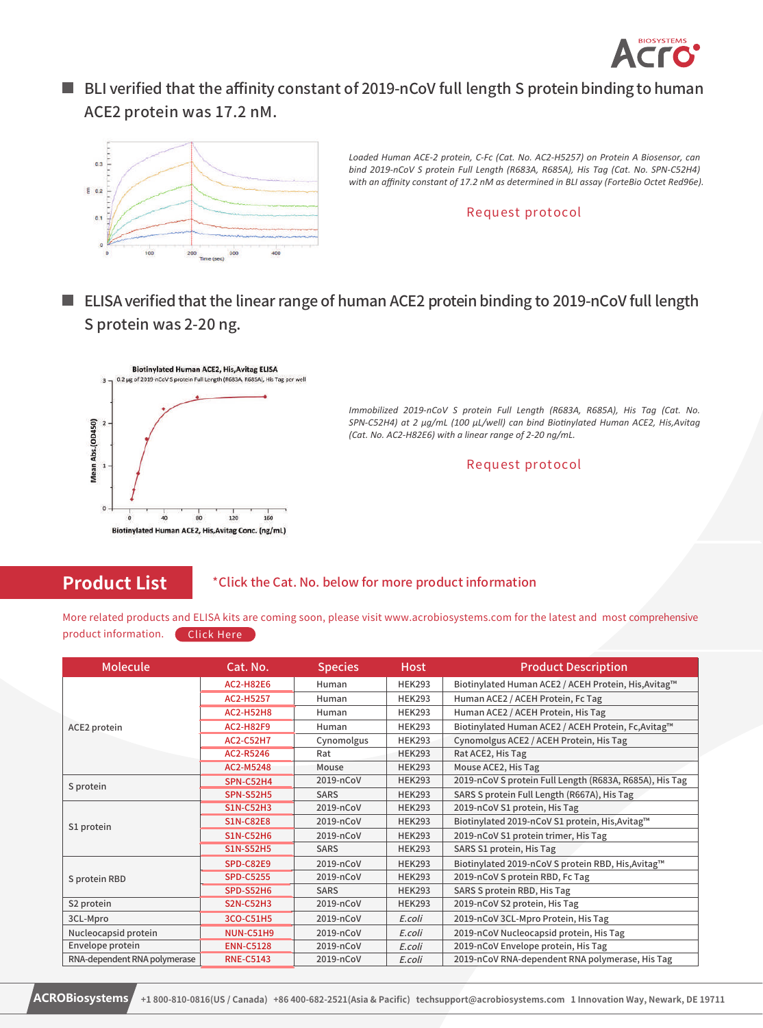## BLI verified that the affinity constant of 2019-nCoV full length S protein binding to human ACE2 protein was 17.2 nM.

0.3
0.2
0.1
0
nm
0
100
200
300
400
Time (sec)

*Loaded Human ACE-2 protein, C-Fc (Cat. No. AC2-H5257) on Protein A Biosensor, can bind 2019-nCoV S protein Full Length (R683A, R685A), His Tag (Cat. No. SPN-C52H4) with an affinity constant of 17.2 nM as determined in BLI assay (ForteBio Octet Red96e).*

Request protocol

## ELISA verified that the linear range of human ACE2 protein binding to 2019-nCoV full length S protein was 2-20 ng.

Biotinylated Human ACE2, His,Avitag ELISA
0.2 μg of 2019-nCoV S protein Full Length (R683A, R685A), His Tag per well
Mean Abs.(OD450)
3
2
1
0
0
40
80
120
160
Biotinylated Human ACE2, His,Avitag Conc. (ng/mL)

*Immobilized 2019-nCoV S protein Full Length (R683A, R685A), His Tag (Cat. No. SPN-C52H4) at 2 μg/mL (100 μL/well) can bind Biotinylated Human ACE2, His,Avitag (Cat. No. AC2-H82E6) with a linear range of 2-20 ng/mL.*

Request protocol

## Product List

*Click the Cat. No. below for more product information

More related products and ELISA kits are coming soon, please visit www.acrobiosystems.com for the latest and most comprehensive product information. Click Here

| Molecule | Cat. No. | Species | Host | Product Description |
|---|---|---|---|---|
| ACE2 protein | AC2-H82E6 | Human | HEK293 | Biotinylated Human ACE2 / ACEH Protein, His,Avitag™ |
| | AC2-H5257 | Human | HEK293 | Human ACE2 / ACEH Protein, Fc Tag |
| | AC2-H52H8 | Human | HEK293 | Human ACE2 / ACEH Protein, His Tag |
| | AC2-H82F9 | Human | HEK293 | Biotinylated Human ACE2 / ACEH Protein, Fc,Avitag™ |
| | AC2-C52H7 | Cynomolgus | HEK293 | Cynomolgus ACE2 / ACEH Protein, His Tag |
| | AC2-R5246 | Rat | HEK293 | Rat ACE2, His Tag |
| | AC2-M5248 | Mouse | HEK293 | Mouse ACE2, His Tag |
| S protein | SPN-C52H4 | 2019-nCoV | HEK293 | 2019-nCoV S protein Full Length (R683A, R685A), His Tag |
| | SPN-S52H5 | SARS | HEK293 | SARS S protein Full Length (R667A), His Tag |
| S1 protein | S1N-C52H3 | 2019-nCoV | HEK293 | 2019-nCoV S1 protein, His Tag |
| | S1N-C82E8 | 2019-nCoV | HEK293 | Biotinylated 2019-nCoV S1 protein, His,Avitag™ |
| | S1N-C52H6 | 2019-nCoV | HEK293 | 2019-nCoV S1 protein trimer, His Tag |
| | S1N-S52H5 | SARS | HEK293 | SARS S1 protein, His Tag |
| S protein RBD | SPD-C82E9 | 2019-nCoV | HEK293 | Biotinylated 2019-nCoV S protein RBD, His,Avitag™ |
| | SPD-C5255 | 2019-nCoV | HEK293 | 2019-nCoV S protein RBD, Fc Tag |
| | SPD-S52H6 | SARS | HEK293 | SARS S protein RBD, His Tag |
| S2 protein | S2N-C52H3 | 2019-nCoV | HEK293 | 2019-nCoV S2 protein, His Tag |
| 3CL-Mpro | 3CO-C51H5 | 2019-nCoV | *E.coli* | 2019-nCoV 3CL-Mpro Protein, His Tag |
| Nucleocapsid protein | NUN-C51H9 | 2019-nCoV | *E.coli* | 2019-nCoV Nucleocapsid protein, His Tag |
| Envelope protein | ENN-C5128 | 2019-nCoV | *E.coli* | 2019-nCoV Envelope protein, His Tag |
| RNA-dependent RNA polymerase | RNE-C5143 | 2019-nCoV | *E.coli* | 2019-nCoV RNA-dependent RNA polymerase, His Tag |

ACROBiosystems +1 800-810-0816(US / Canada) +86 400-682-2521(Asia & Pacific) techsupport@acrobiosystems.com 1 Innovation Way, Newark, DE 19711